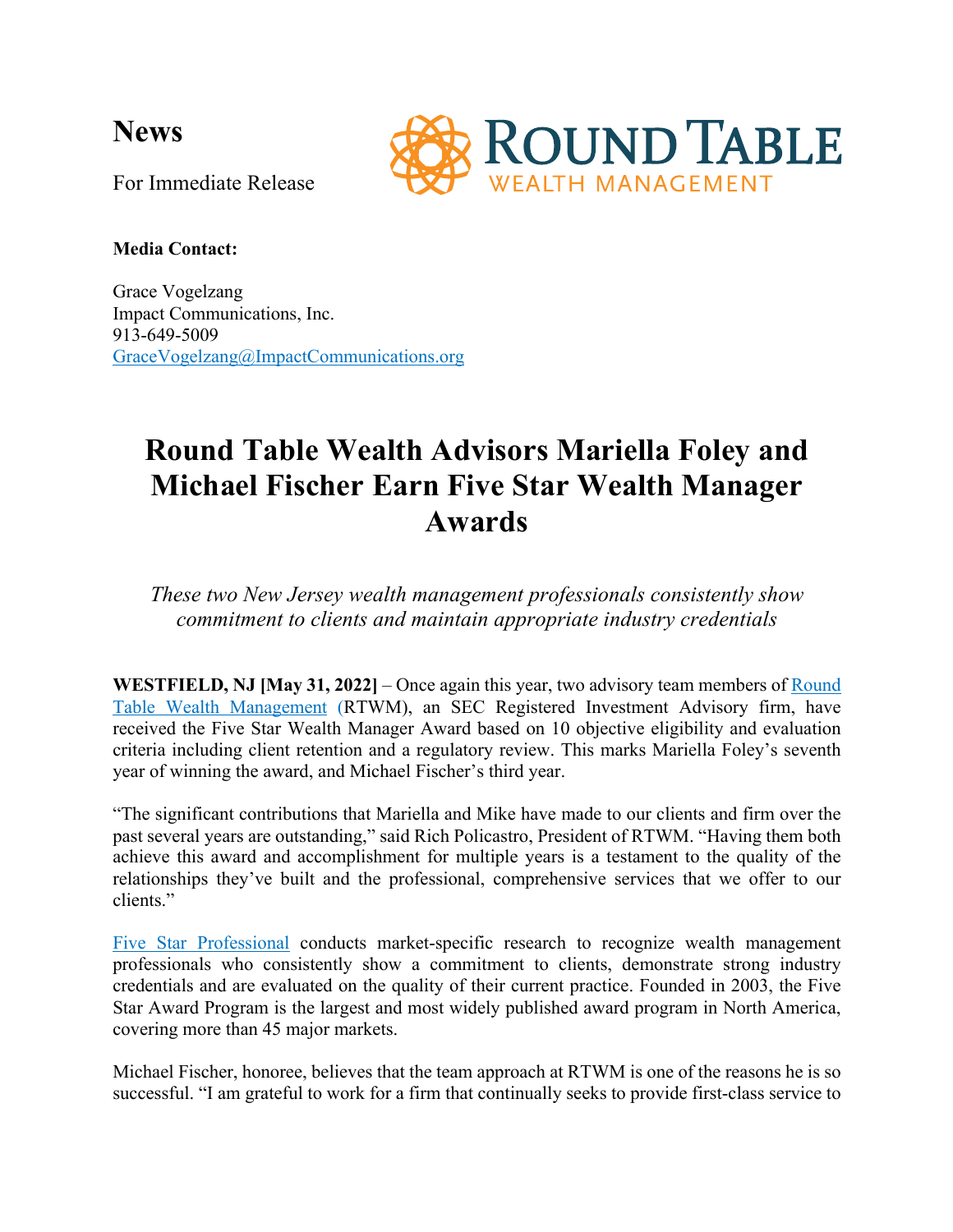# News

For Immediate Release

**Media Contact:**

Grace Vogelzang
Impact Communications, Inc.
913-649-5009
GraceVogelzang@ImpactCommunications.org

# Round Table Wealth Advisors Mariella Foley and Michael Fischer Earn Five Star Wealth Manager Awards

*These two New Jersey wealth management professionals consistently show commitment to clients and maintain appropriate industry credentials*

**WESTFIELD, NJ [May 31, 2022]** – Once again this year, two advisory team members of Round Table Wealth Management (RTWM), an SEC Registered Investment Advisory firm, have received the Five Star Wealth Manager Award based on 10 objective eligibility and evaluation criteria including client retention and a regulatory review. This marks Mariella Foley's seventh year of winning the award, and Michael Fischer's third year.

"The significant contributions that Mariella and Mike have made to our clients and firm over the past several years are outstanding," said Rich Policastro, President of RTWM. "Having them both achieve this award and accomplishment for multiple years is a testament to the quality of the relationships they've built and the professional, comprehensive services that we offer to our clients."

Five Star Professional conducts market-specific research to recognize wealth management professionals who consistently show a commitment to clients, demonstrate strong industry credentials and are evaluated on the quality of their current practice. Founded in 2003, the Five Star Award Program is the largest and most widely published award program in North America, covering more than 45 major markets.

Michael Fischer, honoree, believes that the team approach at RTWM is one of the reasons he is so successful. "I am grateful to work for a firm that continually seeks to provide first-class service to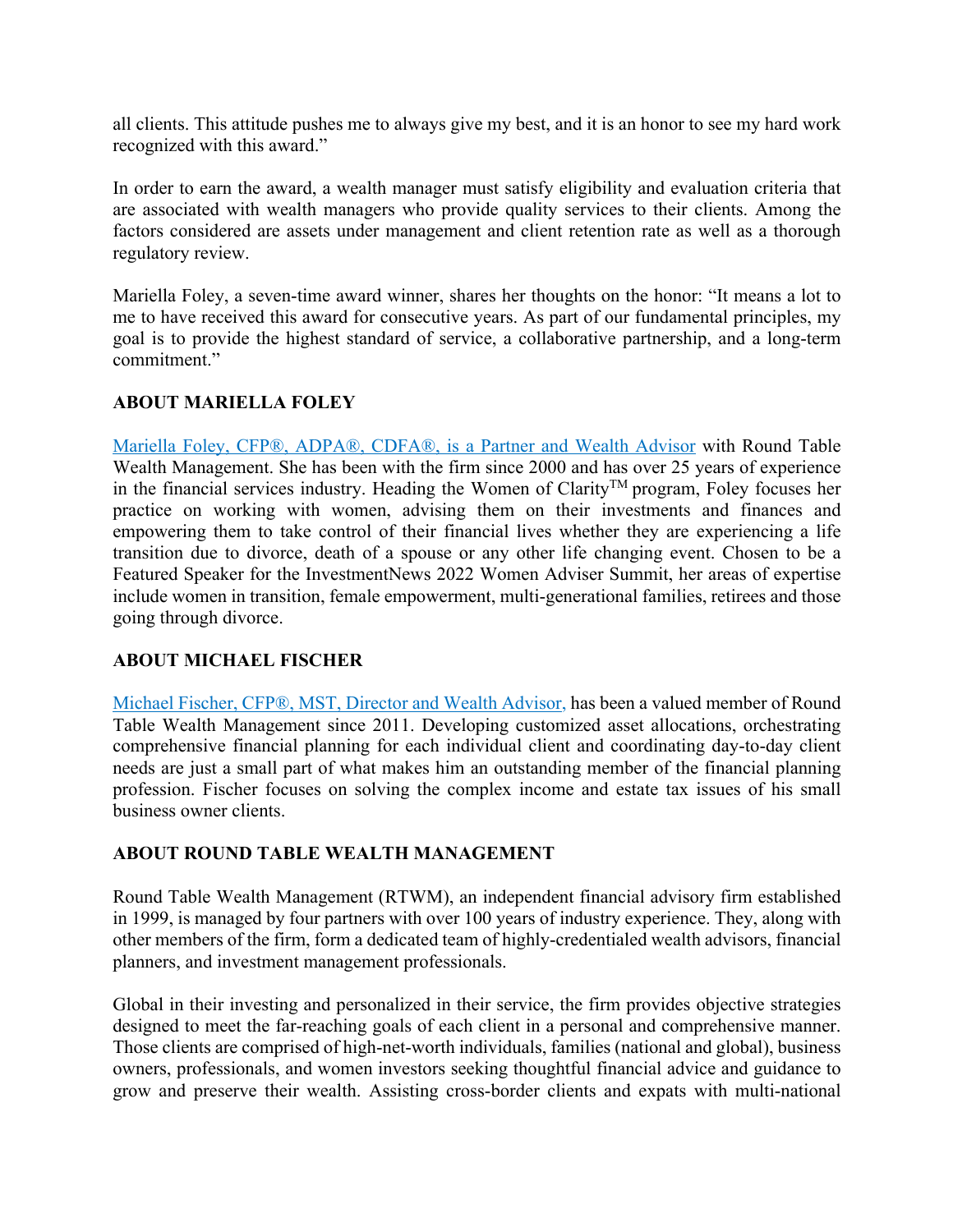all clients. This attitude pushes me to always give my best, and it is an honor to see my hard work recognized with this award."

In order to earn the award, a wealth manager must satisfy eligibility and evaluation criteria that are associated with wealth managers who provide quality services to their clients. Among the factors considered are assets under management and client retention rate as well as a thorough regulatory review.

Mariella Foley, a seven-time award winner, shares her thoughts on the honor: "It means a lot to me to have received this award for consecutive years. As part of our fundamental principles, my goal is to provide the highest standard of service, a collaborative partnership, and a long-term commitment."

**ABOUT MARIELLA FOLEY**

Mariella Foley, CFP®, ADPA®, CDFA®, is a Partner and Wealth Advisor with Round Table Wealth Management. She has been with the firm since 2000 and has over 25 years of experience in the financial services industry. Heading the Women of Clarity™ program, Foley focuses her practice on working with women, advising them on their investments and finances and empowering them to take control of their financial lives whether they are experiencing a life transition due to divorce, death of a spouse or any other life changing event. Chosen to be a Featured Speaker for the InvestmentNews 2022 Women Adviser Summit, her areas of expertise include women in transition, female empowerment, multi-generational families, retirees and those going through divorce.

**ABOUT MICHAEL FISCHER**

Michael Fischer, CFP®, MST, Director and Wealth Advisor, has been a valued member of Round Table Wealth Management since 2011. Developing customized asset allocations, orchestrating comprehensive financial planning for each individual client and coordinating day-to-day client needs are just a small part of what makes him an outstanding member of the financial planning profession. Fischer focuses on solving the complex income and estate tax issues of his small business owner clients.

**ABOUT ROUND TABLE WEALTH MANAGEMENT**

Round Table Wealth Management (RTWM), an independent financial advisory firm established in 1999, is managed by four partners with over 100 years of industry experience. They, along with other members of the firm, form a dedicated team of highly-credentialed wealth advisors, financial planners, and investment management professionals.

Global in their investing and personalized in their service, the firm provides objective strategies designed to meet the far-reaching goals of each client in a personal and comprehensive manner. Those clients are comprised of high-net-worth individuals, families (national and global), business owners, professionals, and women investors seeking thoughtful financial advice and guidance to grow and preserve their wealth. Assisting cross-border clients and expats with multi-national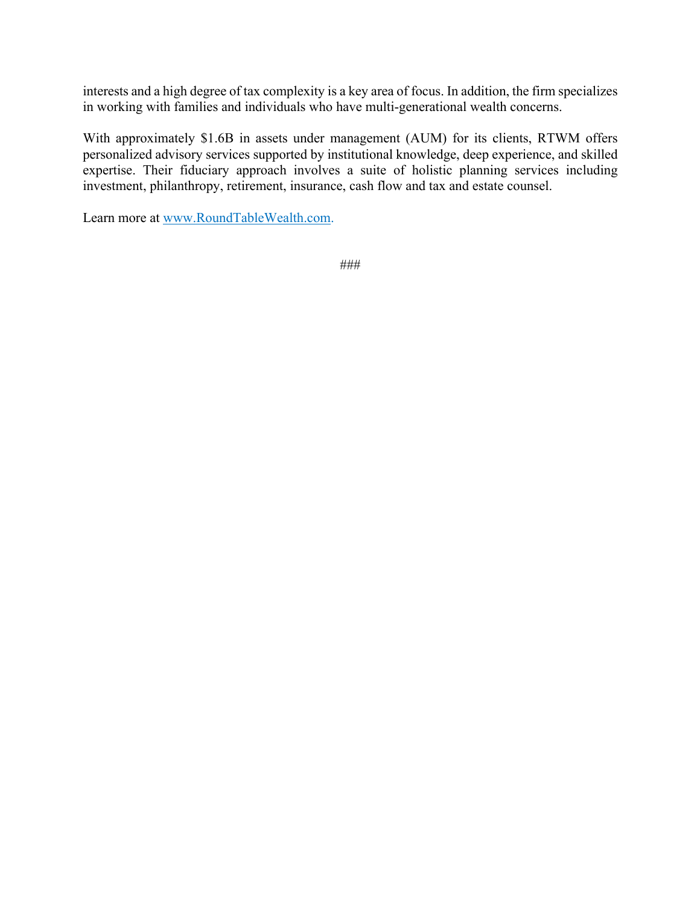interests and a high degree of tax complexity is a key area of focus. In addition, the firm specializes in working with families and individuals who have multi-generational wealth concerns.

With approximately $1.6B in assets under management (AUM) for its clients, RTWM offers personalized advisory services supported by institutional knowledge, deep experience, and skilled expertise. Their fiduciary approach involves a suite of holistic planning services including investment, philanthropy, retirement, insurance, cash flow and tax and estate counsel.

Learn more at [www.RoundTableWealth.com](http://www.RoundTableWealth.com).

###